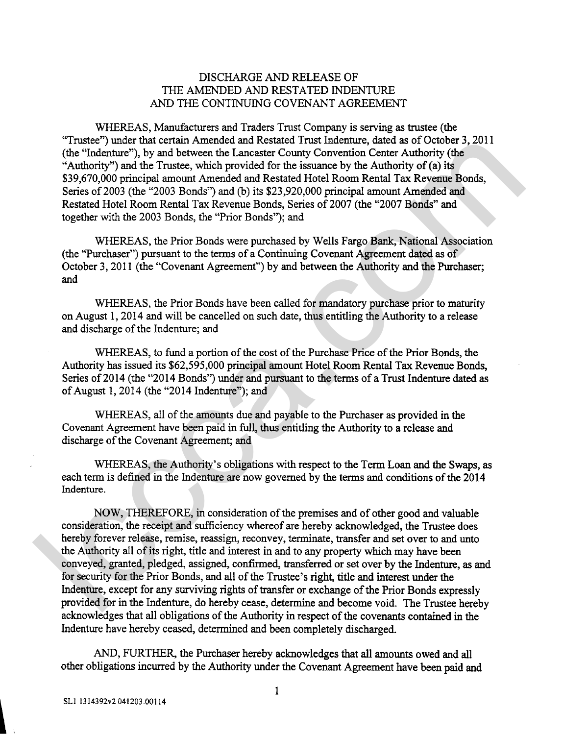# DISCHARGE AND RELEASE OF THE AMENDED AND RESTATED INDENTURE AND THE CONTINUING COVENANT AGREEMENT

WHEREAS, Manufacturers and Traders Trust Company is serving as trustee (the "Trustee") under that certain Amended and Restated Trust Indenture, dated as of October 3, 2011 (the "Indenture"), by and between the Lancaster County Convention Center Authority (the "Authority") and the Trustee, which provided for the issuance by the Authority of (a) its $39,670,000 principal amount Amended and Restated Hotel Room Rental Tax Revenue Bonds, Series of 2003 (the "2003 Bonds") and (b) its $23,920,000 principal amount Amended and Restated Hotel Room Rental Tax Revenue Bonds, Series of 2007 (the "2007 Bonds" and together with the 2003 Bonds, the "Prior Bonds"); and

WHEREAS, the Prior Bonds were purchased by Wells Fargo Bank, National Association (the "Purchaser") pursuant to the terms of a Continuing Covenant Agreement dated as of October 3, 2011 (the "Covenant Agreement") by and between the Authority and the Purchaser; and

WHEREAS, the Prior Bonds have been called for mandatory purchase prior to maturity on August 1, 2014 and will be cancelled on such date, thus entitling the Authority to a release and discharge of the Indenture; and

WHEREAS, to fund a portion of the cost of the Purchase Price of the Prior Bonds, the Authority has issued its $62,595,000 principal amount Hotel Room Rental Tax Revenue Bonds, Series of 2014 (the "2014 Bonds") under and pursuant to the terms of a Trust Indenture dated as of August 1, 2014 (the "2014 Indenture"); and

WHEREAS, all of the amounts due and payable to the Purchaser as provided in the Covenant Agreement have been paid in full, thus entitling the Authority to a release and discharge of the Covenant Agreement; and

WHEREAS, the Authority's obligations with respect to the Term Loan and the Swaps, as each term is defined in the Indenture are now governed by the terms and conditions of the 2014 Indenture.

NOW, THEREFORE, in consideration of the premises and of other good and valuable consideration, the receipt and sufficiency whereof are hereby acknowledged, the Trustee does hereby forever release, remise, reassign, reconvey, terminate, transfer and set over to and unto the Authority all of its right, title and interest in and to any property which may have been conveyed, granted, pledged, assigned, confirmed, transferred or set over by the Indenture, as and for security for the Prior Bonds, and all of the Trustee's right, title and interest under the Indenture, except for any surviving rights of transfer or exchange of the Prior Bonds expressly provided for in the Indenture, do hereby cease, determine and become void. The Trustee hereby acknowledges that all obligations of the Authority in respect of the covenants contained in the Indenture have hereby ceased, determined and been completely discharged.

AND, FURTHER, the Purchaser hereby acknowledges that all amounts owed and all other obligations incurred by the Authority under the Covenant Agreement have been paid and

SL1 1314392v2 041203.00114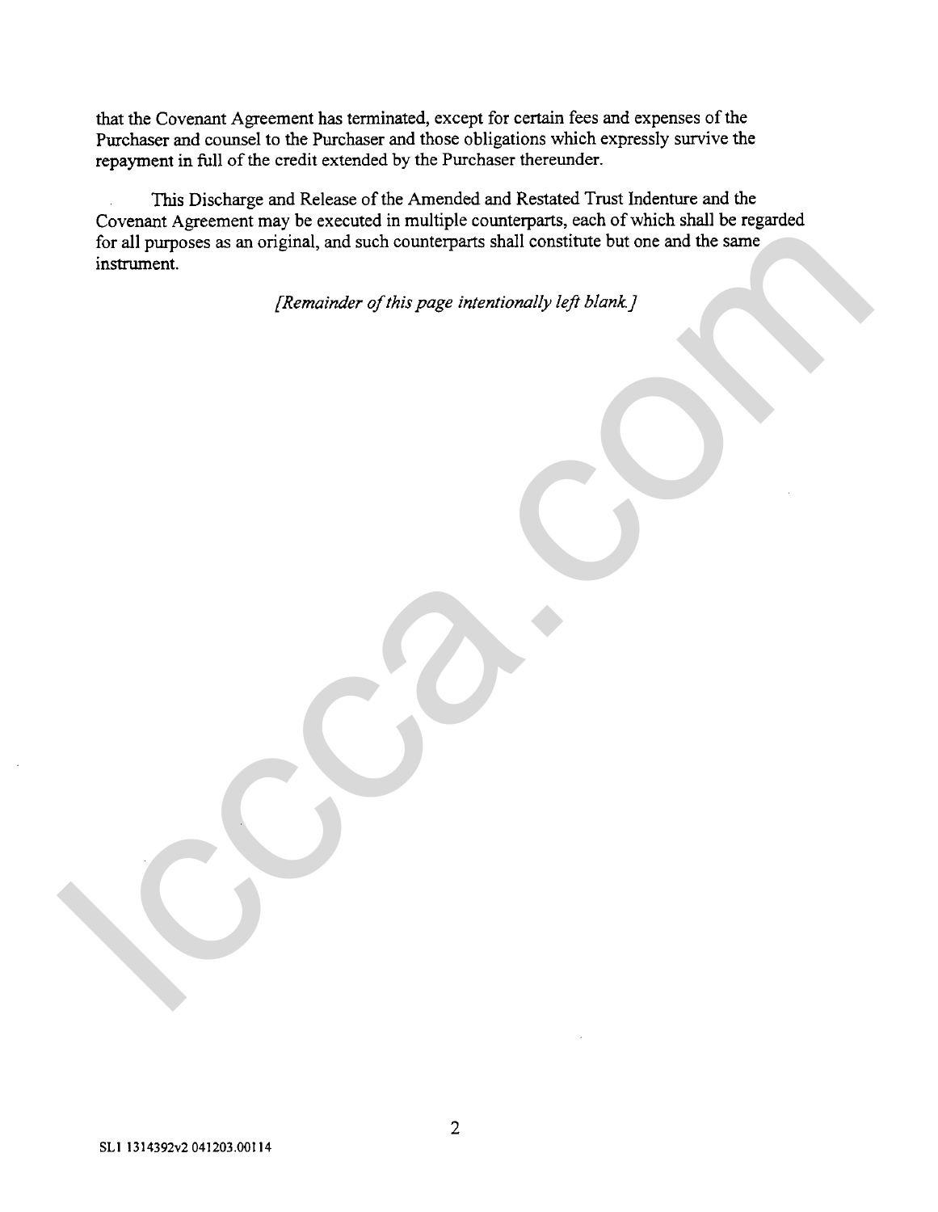that the Covenant Agreement has terminated, except for certain fees and expenses of the Purchaser and counsel to the Purchaser and those obligations which expressly survive the repayment in full of the credit extended by the Purchaser thereunder.

This Discharge and Release of the Amended and Restated Trust Indenture and the Covenant Agreement may be executed in multiple counterparts, each of which shall be regarded for all purposes as an original, and such counterparts shall constitute but one and the same instrument.

*[Remainder of this page intentionally left blank.]*

SL1 1314392v2 041203.00114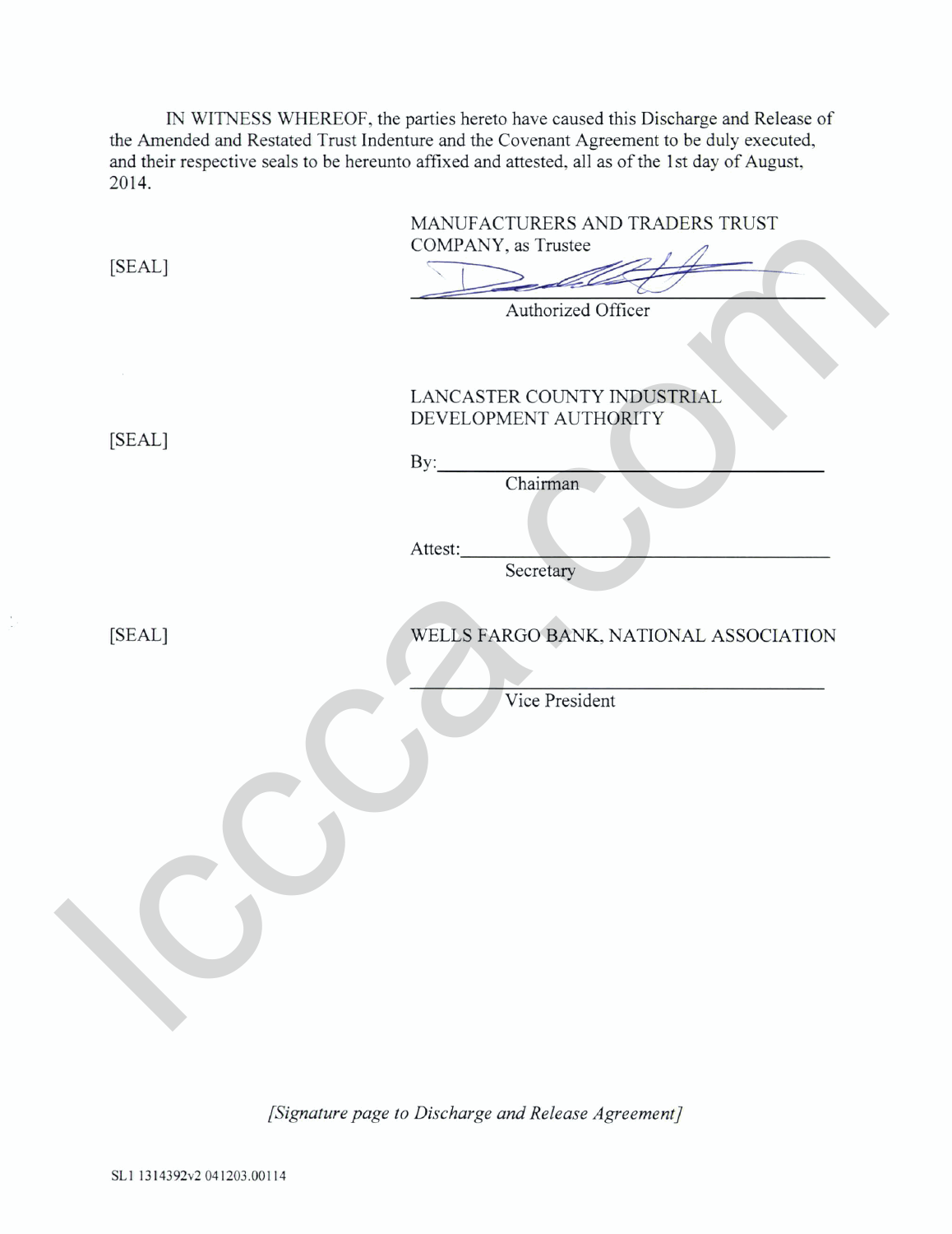IN WITNESS WHEREOF, the parties hereto have caused this Discharge and Release of the Amended and Restated Trust Indenture and the Covenant Agreement to be duly executed, and their respective seals to be hereunto affixed and attested, all as of the 1st day of August, 2014.

[SEAL]

MANUFACTURERS AND TRADERS TRUST COMPANY, as Trustee

______________________________
Authorized Officer

[SEAL]

LANCASTER COUNTY INDUSTRIAL DEVELOPMENT AUTHORITY

By:______________________________
Chairman

Attest:______________________________
Secretary

[SEAL]

WELLS FARGO BANK, NATIONAL ASSOCIATION

______________________________
Vice President

*[Signature page to Discharge and Release Agreement]*

SL1 1314392v2 041203.00114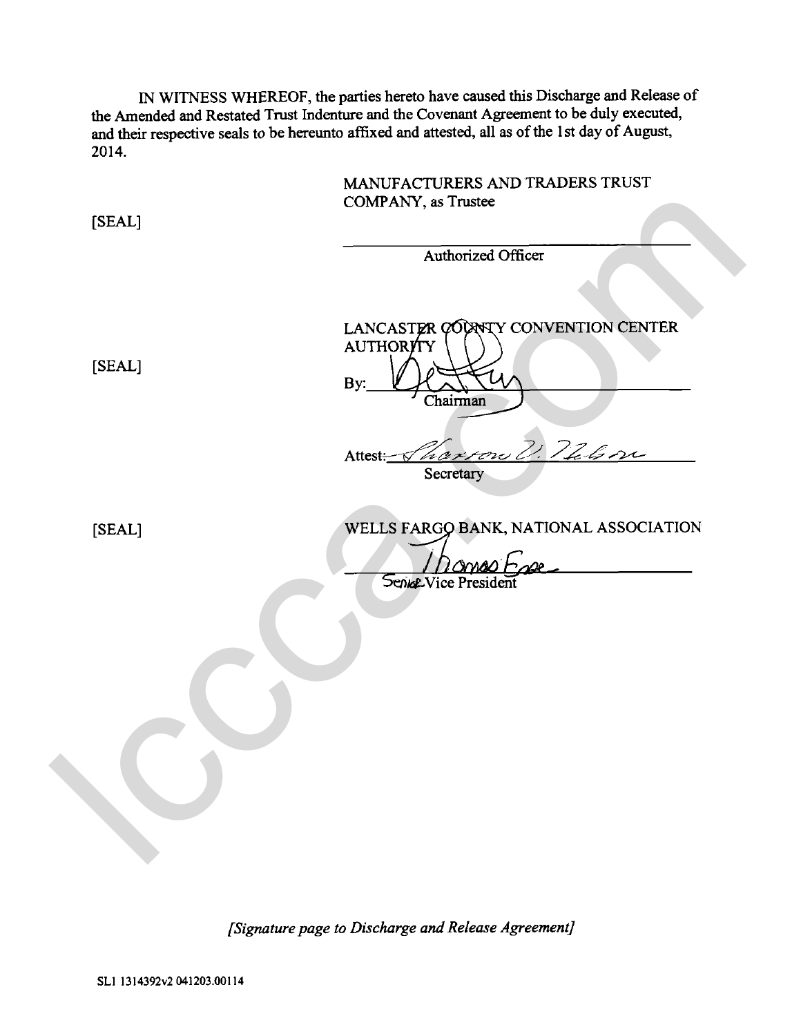IN WITNESS WHEREOF, the parties hereto have caused this Discharge and Release of the Amended and Restated Trust Indenture and the Covenant Agreement to be duly executed, and their respective seals to be hereunto affixed and attested, all as of the 1st day of August, 2014.

[SEAL]

MANUFACTURERS AND TRADERS TRUST COMPANY, as Trustee

\_\_\_\_\_\_\_\_\_\_\_\_\_\_\_\_\_\_\_\_\_\_\_\_\_\_\_\_\_\_
Authorized Officer

[SEAL]

LANCASTER COUNTY CONVENTION CENTER AUTHORITY

By: \_\_\_\_\_\_\_\_\_\_\_\_\_\_\_\_\_\_\_\_\_\_\_\_\_\_\_\_\_\_
Chairman

Attest: \_\_\_\_\_\_\_\_\_\_\_\_\_\_\_\_\_\_\_\_\_\_\_\_\_\_\_\_\_\_
Secretary

[SEAL]

WELLS FARGO BANK, NATIONAL ASSOCIATION

\_\_\_\_\_\_\_\_\_\_\_\_\_\_\_\_\_\_\_\_\_\_\_\_\_\_\_\_\_\_
Senior Vice President

*[Signature page to Discharge and Release Agreement]*

SL1 1314392v2 041203.00114